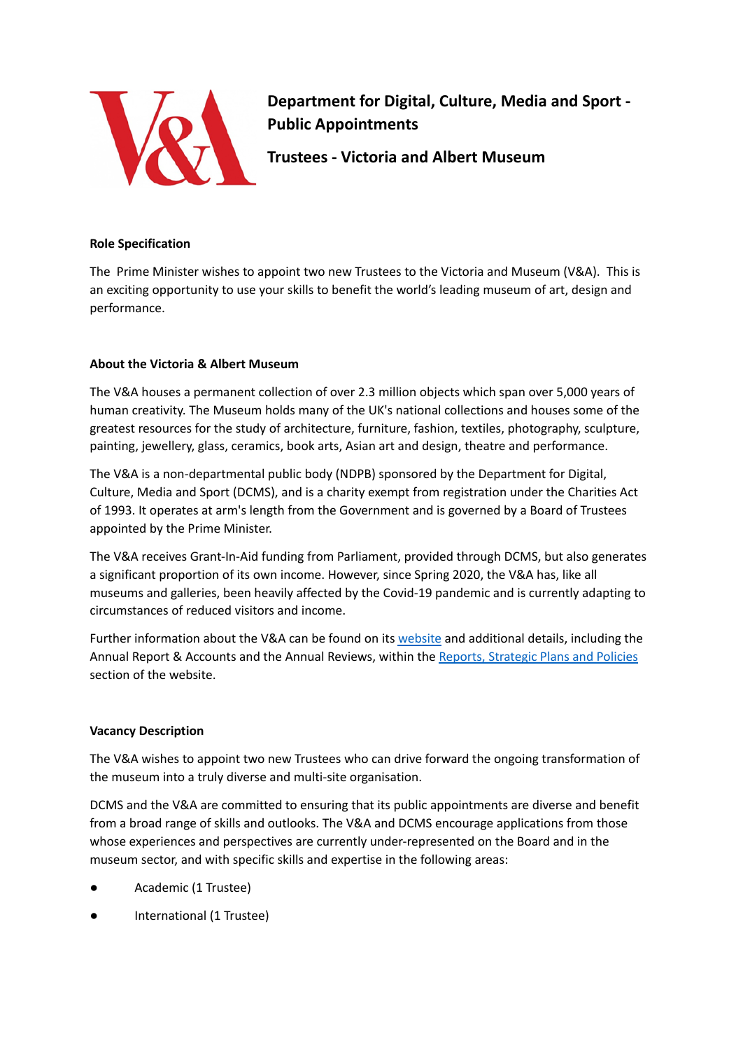# Department for Digital, Culture, Media and Sport - Public Appointments

## Trustees - Victoria and Albert Museum

**Role Specification**

The  Prime Minister wishes to appoint two new Trustees to the Victoria and Museum (V&A).  This is an exciting opportunity to use your skills to benefit the world's leading museum of art, design and performance.

**About the Victoria & Albert Museum**

The V&A houses a permanent collection of over 2.3 million objects which span over 5,000 years of human creativity. The Museum holds many of the UK's national collections and houses some of the greatest resources for the study of architecture, furniture, fashion, textiles, photography, sculpture, painting, jewellery, glass, ceramics, book arts, Asian art and design, theatre and performance.

The V&A is a non-departmental public body (NDPB) sponsored by the Department for Digital, Culture, Media and Sport (DCMS), and is a charity exempt from registration under the Charities Act of 1993. It operates at arm's length from the Government and is governed by a Board of Trustees appointed by the Prime Minister.

The V&A receives Grant-In-Aid funding from Parliament, provided through DCMS, but also generates a significant proportion of its own income. However, since Spring 2020, the V&A has, like all museums and galleries, been heavily affected by the Covid-19 pandemic and is currently adapting to circumstances of reduced visitors and income.

Further information about the V&A can be found on its website and additional details, including the Annual Report & Accounts and the Annual Reviews, within the Reports, Strategic Plans and Policies section of the website.

**Vacancy Description**

The V&A wishes to appoint two new Trustees who can drive forward the ongoing transformation of the museum into a truly diverse and multi-site organisation.

DCMS and the V&A are committed to ensuring that its public appointments are diverse and benefit from a broad range of skills and outlooks. The V&A and DCMS encourage applications from those whose experiences and perspectives are currently under-represented on the Board and in the museum sector, and with specific skills and expertise in the following areas:

- Academic (1 Trustee)
- International (1 Trustee)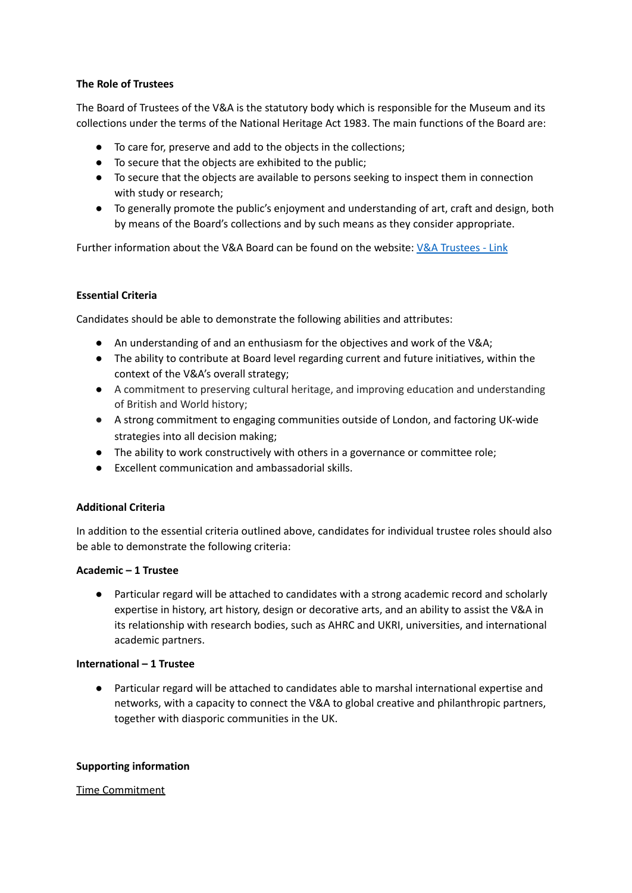**The Role of Trustees**

The Board of Trustees of the V&A is the statutory body which is responsible for the Museum and its collections under the terms of the National Heritage Act 1983. The main functions of the Board are:

- To care for, preserve and add to the objects in the collections;
- To secure that the objects are exhibited to the public;
- To secure that the objects are available to persons seeking to inspect them in connection with study or research;
- To generally promote the public's enjoyment and understanding of art, craft and design, both by means of the Board's collections and by such means as they consider appropriate.

Further information about the V&A Board can be found on the website: [V&A Trustees - Link]

**Essential Criteria**

Candidates should be able to demonstrate the following abilities and attributes:

- An understanding of and an enthusiasm for the objectives and work of the V&A;
- The ability to contribute at Board level regarding current and future initiatives, within the context of the V&A's overall strategy;
- A commitment to preserving cultural heritage, and improving education and understanding of British and World history;
- A strong commitment to engaging communities outside of London, and factoring UK-wide strategies into all decision making;
- The ability to work constructively with others in a governance or committee role;
- Excellent communication and ambassadorial skills.

**Additional Criteria**

In addition to the essential criteria outlined above, candidates for individual trustee roles should also be able to demonstrate the following criteria:

**Academic – 1 Trustee**

- Particular regard will be attached to candidates with a strong academic record and scholarly expertise in history, art history, design or decorative arts, and an ability to assist the V&A in its relationship with research bodies, such as AHRC and UKRI, universities, and international academic partners.

**International – 1 Trustee**

- Particular regard will be attached to candidates able to marshal international expertise and networks, with a capacity to connect the V&A to global creative and philanthropic partners, together with diasporic communities in the UK.

**Supporting information**

Time Commitment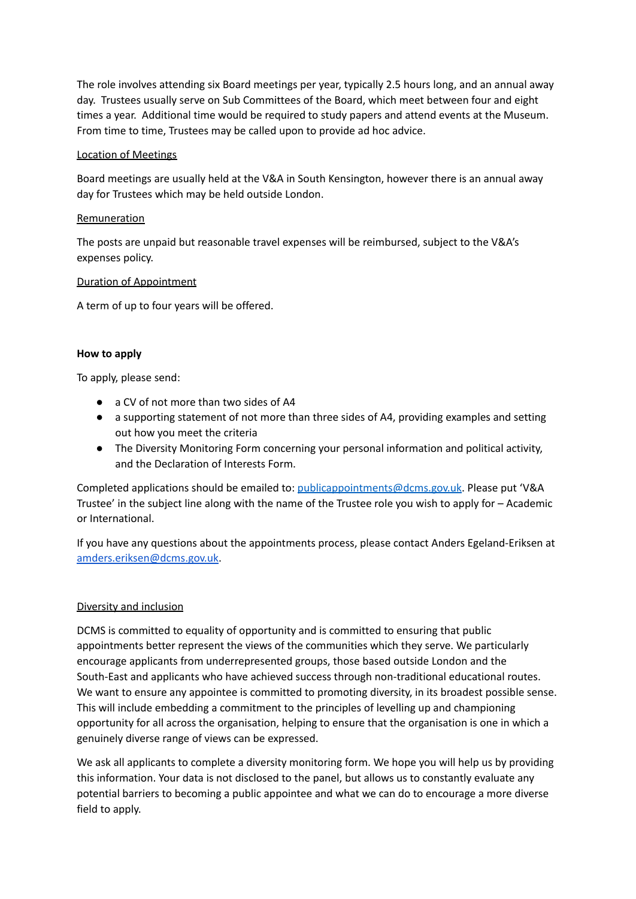The role involves attending six Board meetings per year, typically 2.5 hours long, and an annual away day. Trustees usually serve on Sub Committees of the Board, which meet between four and eight times a year. Additional time would be required to study papers and attend events at the Museum. From time to time, Trustees may be called upon to provide ad hoc advice.

Location of Meetings

Board meetings are usually held at the V&A in South Kensington, however there is an annual away day for Trustees which may be held outside London.

Remuneration

The posts are unpaid but reasonable travel expenses will be reimbursed, subject to the V&A's expenses policy.

Duration of Appointment

A term of up to four years will be offered.

**How to apply**

To apply, please send:

- a CV of not more than two sides of A4
- a supporting statement of not more than three sides of A4, providing examples and setting out how you meet the criteria
- The Diversity Monitoring Form concerning your personal information and political activity, and the Declaration of Interests Form.

Completed applications should be emailed to: publicappointments@dcms.gov.uk. Please put 'V&A Trustee' in the subject line along with the name of the Trustee role you wish to apply for – Academic or International.

If you have any questions about the appointments process, please contact Anders Egeland-Eriksen at amders.eriksen@dcms.gov.uk.

Diversity and inclusion

DCMS is committed to equality of opportunity and is committed to ensuring that public appointments better represent the views of the communities which they serve. We particularly encourage applicants from underrepresented groups, those based outside London and the South-East and applicants who have achieved success through non-traditional educational routes. We want to ensure any appointee is committed to promoting diversity, in its broadest possible sense. This will include embedding a commitment to the principles of levelling up and championing opportunity for all across the organisation, helping to ensure that the organisation is one in which a genuinely diverse range of views can be expressed.

We ask all applicants to complete a diversity monitoring form. We hope you will help us by providing this information. Your data is not disclosed to the panel, but allows us to constantly evaluate any potential barriers to becoming a public appointee and what we can do to encourage a more diverse field to apply.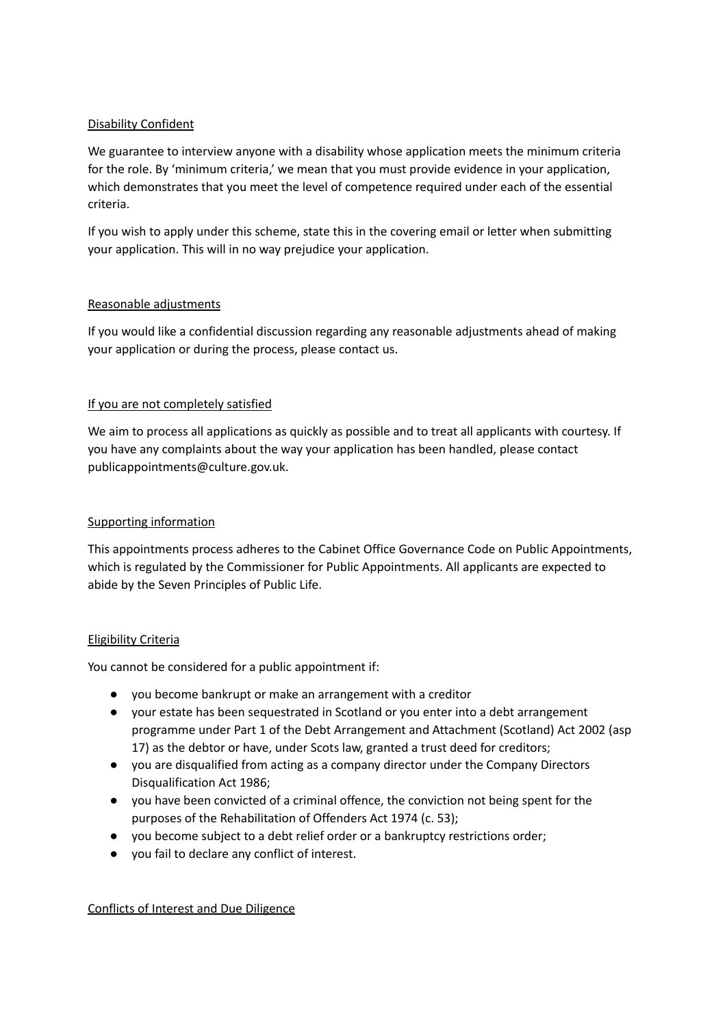## Disability Confident

We guarantee to interview anyone with a disability whose application meets the minimum criteria for the role. By 'minimum criteria,' we mean that you must provide evidence in your application, which demonstrates that you meet the level of competence required under each of the essential criteria.

If you wish to apply under this scheme, state this in the covering email or letter when submitting your application. This will in no way prejudice your application.

## Reasonable adjustments

If you would like a confidential discussion regarding any reasonable adjustments ahead of making your application or during the process, please contact us.

## If you are not completely satisfied

We aim to process all applications as quickly as possible and to treat all applicants with courtesy. If you have any complaints about the way your application has been handled, please contact publicappointments@culture.gov.uk.

## Supporting information

This appointments process adheres to the Cabinet Office Governance Code on Public Appointments, which is regulated by the Commissioner for Public Appointments. All applicants are expected to abide by the Seven Principles of Public Life.

## Eligibility Criteria

You cannot be considered for a public appointment if:

- you become bankrupt or make an arrangement with a creditor
- your estate has been sequestrated in Scotland or you enter into a debt arrangement programme under Part 1 of the Debt Arrangement and Attachment (Scotland) Act 2002 (asp 17) as the debtor or have, under Scots law, granted a trust deed for creditors;
- you are disqualified from acting as a company director under the Company Directors Disqualification Act 1986;
- you have been convicted of a criminal offence, the conviction not being spent for the purposes of the Rehabilitation of Offenders Act 1974 (c. 53);
- you become subject to a debt relief order or a bankruptcy restrictions order;
- you fail to declare any conflict of interest.

## Conflicts of Interest and Due Diligence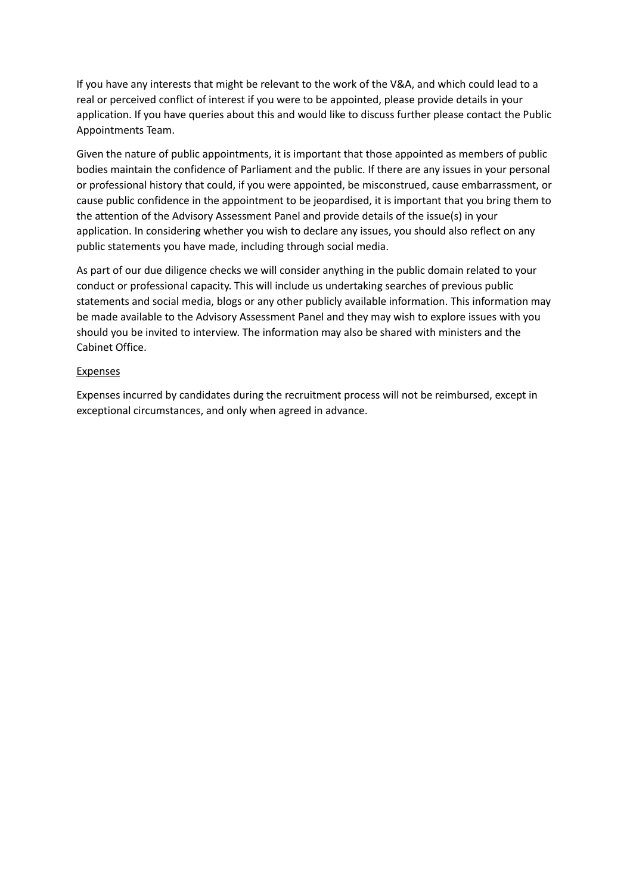If you have any interests that might be relevant to the work of the V&A, and which could lead to a real or perceived conflict of interest if you were to be appointed, please provide details in your application. If you have queries about this and would like to discuss further please contact the Public Appointments Team.

Given the nature of public appointments, it is important that those appointed as members of public bodies maintain the confidence of Parliament and the public. If there are any issues in your personal or professional history that could, if you were appointed, be misconstrued, cause embarrassment, or cause public confidence in the appointment to be jeopardised, it is important that you bring them to the attention of the Advisory Assessment Panel and provide details of the issue(s) in your application. In considering whether you wish to declare any issues, you should also reflect on any public statements you have made, including through social media.

As part of our due diligence checks we will consider anything in the public domain related to your conduct or professional capacity. This will include us undertaking searches of previous public statements and social media, blogs or any other publicly available information. This information may be made available to the Advisory Assessment Panel and they may wish to explore issues with you should you be invited to interview. The information may also be shared with ministers and the Cabinet Office.

<u>Expenses</u>

Expenses incurred by candidates during the recruitment process will not be reimbursed, except in exceptional circumstances, and only when agreed in advance.